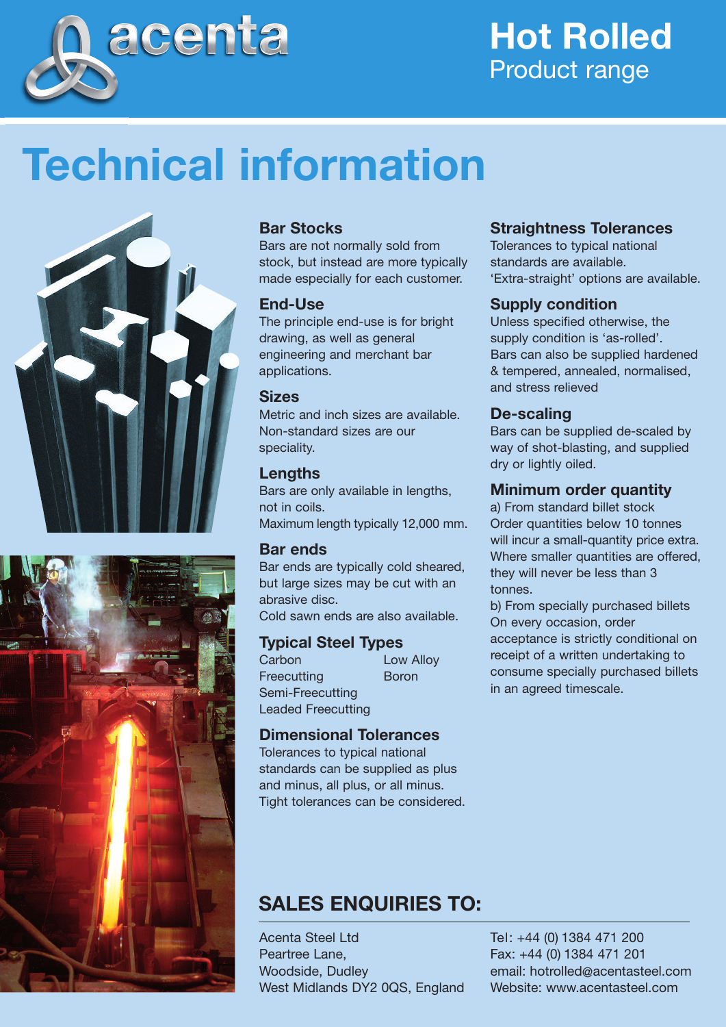acenta

# Hot Rolled
Product range

# Technical information

### Bar Stocks
Bars are not normally sold from stock, but instead are more typically made especially for each customer.

### End-Use
The principle end-use is for bright drawing, as well as general engineering and merchant bar applications.

### Sizes
Metric and inch sizes are available. Non-standard sizes are our speciality.

### Lengths
Bars are only available in lengths, not in coils.
Maximum length typically 12,000 mm.

### Bar ends
Bar ends are typically cold sheared, but large sizes may be cut with an abrasive disc.
Cold sawn ends are also available.

### Typical Steel Types
- Carbon
- Freecutting
- Semi-Freecutting
- Leaded Freecutting
- Low Alloy
- Boron

### Dimensional Tolerances
Tolerances to typical national standards can be supplied as plus and minus, all plus, or all minus.
Tight tolerances can be considered.

### Straightness Tolerances
Tolerances to typical national standards are available.
'Extra-straight' options are available.

### Supply condition
Unless specified otherwise, the supply condition is 'as-rolled'.
Bars can also be supplied hardened & tempered, annealed, normalised, and stress relieved

### De-scaling
Bars can be supplied de-scaled by way of shot-blasting, and supplied dry or lightly oiled.

### Minimum order quantity
a) From standard billet stock
Order quantities below 10 tonnes will incur a small-quantity price extra. Where smaller quantities are offered, they will never be less than 3 tonnes.

b) From specially purchased billets
On every occasion, order acceptance is strictly conditional on receipt of a written undertaking to consume specially purchased billets in an agreed timescale.

## SALES ENQUIRIES TO:

Acenta Steel Ltd
Peartree Lane,
Woodside, Dudley
West Midlands DY2 0QS, England

Tel: +44 (0) 1384 471 200
Fax: +44 (0) 1384 471 201
email: hotrolled@acentasteel.com
Website: www.acentasteel.com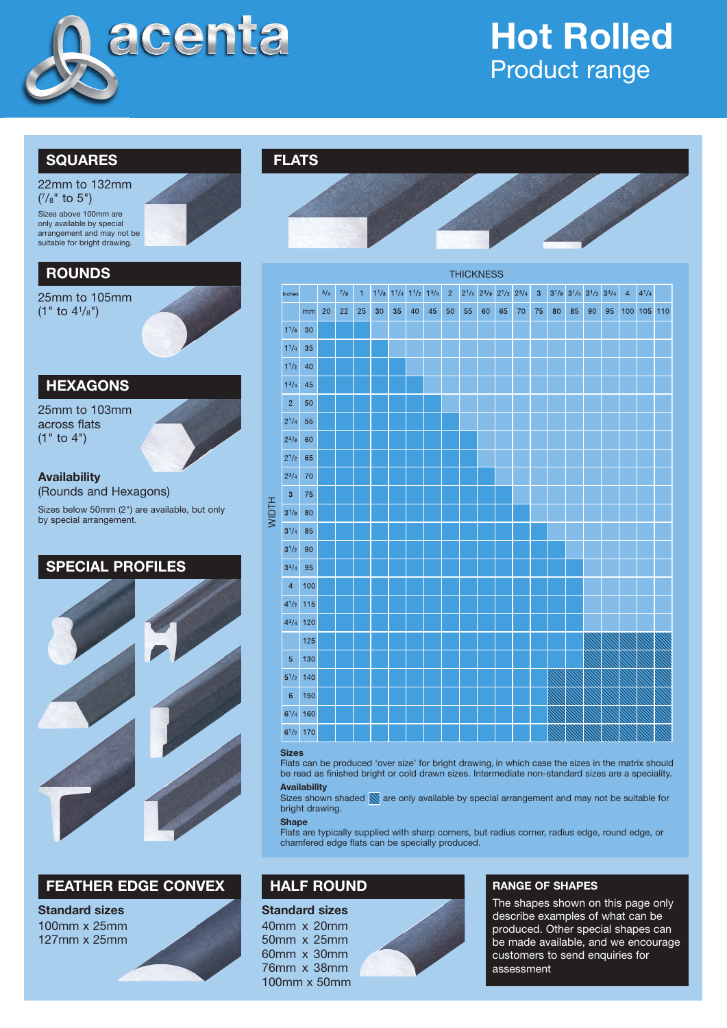# acenta

# Hot Rolled
## Product range

## SQUARES

22mm to 132mm
(7/8" to 5")

Sizes above 100mm are only available by special arrangement and may not be suitable for bright drawing.

## ROUNDS

25mm to 105mm
(1" to 4 1/8")

## HEXAGONS

25mm to 103mm across flats
(1" to 4")

**Availability**
(Rounds and Hexagons)

Sizes below 50mm (2") are available, but only by special arrangement.

## SPECIAL PROFILES

## FLATS

THICKNESS

inches: 3/4, 7/8, 1, 1 1/8, 1 1/4, 1 1/2, 1 3/4, 2, 2 1/4, 2 3/8, 2 1/2, 2 3/4, 3, 3 1/8, 3 1/4, 3 1/2, 3 3/4, 4, 4 1/4

mm: 20, 22, 25, 30, 35, 40, 45, 50, 55, 60, 65, 70, 75, 80, 85, 90, 95, 100, 105, 110

WIDTH

inches: 1 1/8, 1 1/4, 1 1/2, 1 3/4, 2, 2 1/4, 2 3/8, 2 1/2, 2 3/4, 3, 3 1/8, 3 1/4, 3 1/2, 3 3/4, 4, 4 1/2, 4 3/4, 5, 5 1/2, 6, 6 1/4, 6 1/2

mm: 30, 35, 40, 45, 50, 55, 60, 65, 70, 75, 80, 85, 90, 95, 100, 115, 120, 125, 130, 140, 150, 160, 170

**Sizes**
Flats can be produced 'over size' for bright drawing, in which case the sizes in the matrix should be read as finished bright or cold drawn sizes. Intermediate non-standard sizes are a speciality.

**Availability**
Sizes shown shaded ▨ are only available by special arrangement and may not be suitable for bright drawing.

**Shape**
Flats are typically supplied with sharp corners, but radius corner, radius edge, round edge, or chamfered edge flats can be specially produced.

## FEATHER EDGE CONVEX

**Standard sizes**

100mm x 25mm
127mm x 25mm

## HALF ROUND

**Standard sizes**

40mm x 20mm
50mm x 25mm
60mm x 30mm
76mm x 38mm
100mm x 50mm

### RANGE OF SHAPES

The shapes shown on this page only describe examples of what can be produced. Other special shapes can be made available, and we encourage customers to send enquiries for assessment